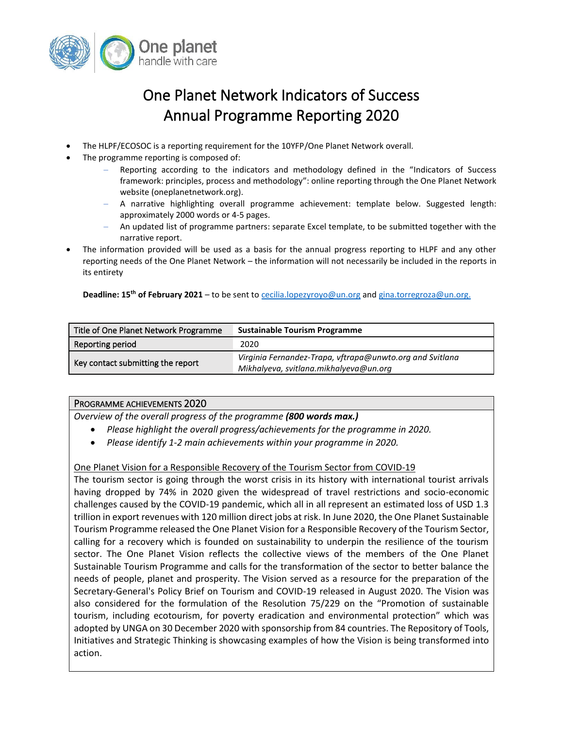# One Planet Network Indicators of Success
# Annual Programme Reporting 2020

- The HLPF/ECOSOC is a reporting requirement for the 10YFP/One Planet Network overall.
- The programme reporting is composed of:
  - Reporting according to the indicators and methodology defined in the "Indicators of Success framework: principles, process and methodology": online reporting through the One Planet Network website (oneplanetnetwork.org).
  - A narrative highlighting overall programme achievement: template below. Suggested length: approximately 2000 words or 4-5 pages.
  - An updated list of programme partners: separate Excel template, to be submitted together with the narrative report.
- The information provided will be used as a basis for the annual progress reporting to HLPF and any other reporting needs of the One Planet Network – the information will not necessarily be included in the reports in its entirety

**Deadline: 15th of February 2021** – to be sent to cecilia.lopezyroyo@un.org and gina.torregroza@un.org.

| Title of One Planet Network Programme | **Sustainable Tourism Programme** |
|---|---|
| Reporting period | 2020 |
| Key contact submitting the report | *Virginia Fernandez-Trapa, vftrapa@unwto.org and Svitlana Mikhalyeva, svitlana.mikhalyeva@un.org* |

## PROGRAMME ACHIEVEMENTS 2020

*Overview of the overall progress of the programme **(800 words max.)***

- *Please highlight the overall progress/achievements for the programme in 2020.*
- *Please identify 1-2 main achievements within your programme in 2020.*

One Planet Vision for a Responsible Recovery of the Tourism Sector from COVID-19

The tourism sector is going through the worst crisis in its history with international tourist arrivals having dropped by 74% in 2020 given the widespread of travel restrictions and socio-economic challenges caused by the COVID-19 pandemic, which all in all represent an estimated loss of USD 1.3 trillion in export revenues with 120 million direct jobs at risk. In June 2020, the One Planet Sustainable Tourism Programme released the One Planet Vision for a Responsible Recovery of the Tourism Sector, calling for a recovery which is founded on sustainability to underpin the resilience of the tourism sector. The One Planet Vision reflects the collective views of the members of the One Planet Sustainable Tourism Programme and calls for the transformation of the sector to better balance the needs of people, planet and prosperity. The Vision served as a resource for the preparation of the Secretary-General's Policy Brief on Tourism and COVID-19 released in August 2020. The Vision was also considered for the formulation of the Resolution 75/229 on the "Promotion of sustainable tourism, including ecotourism, for poverty eradication and environmental protection" which was adopted by UNGA on 30 December 2020 with sponsorship from 84 countries. The Repository of Tools, Initiatives and Strategic Thinking is showcasing examples of how the Vision is being transformed into action.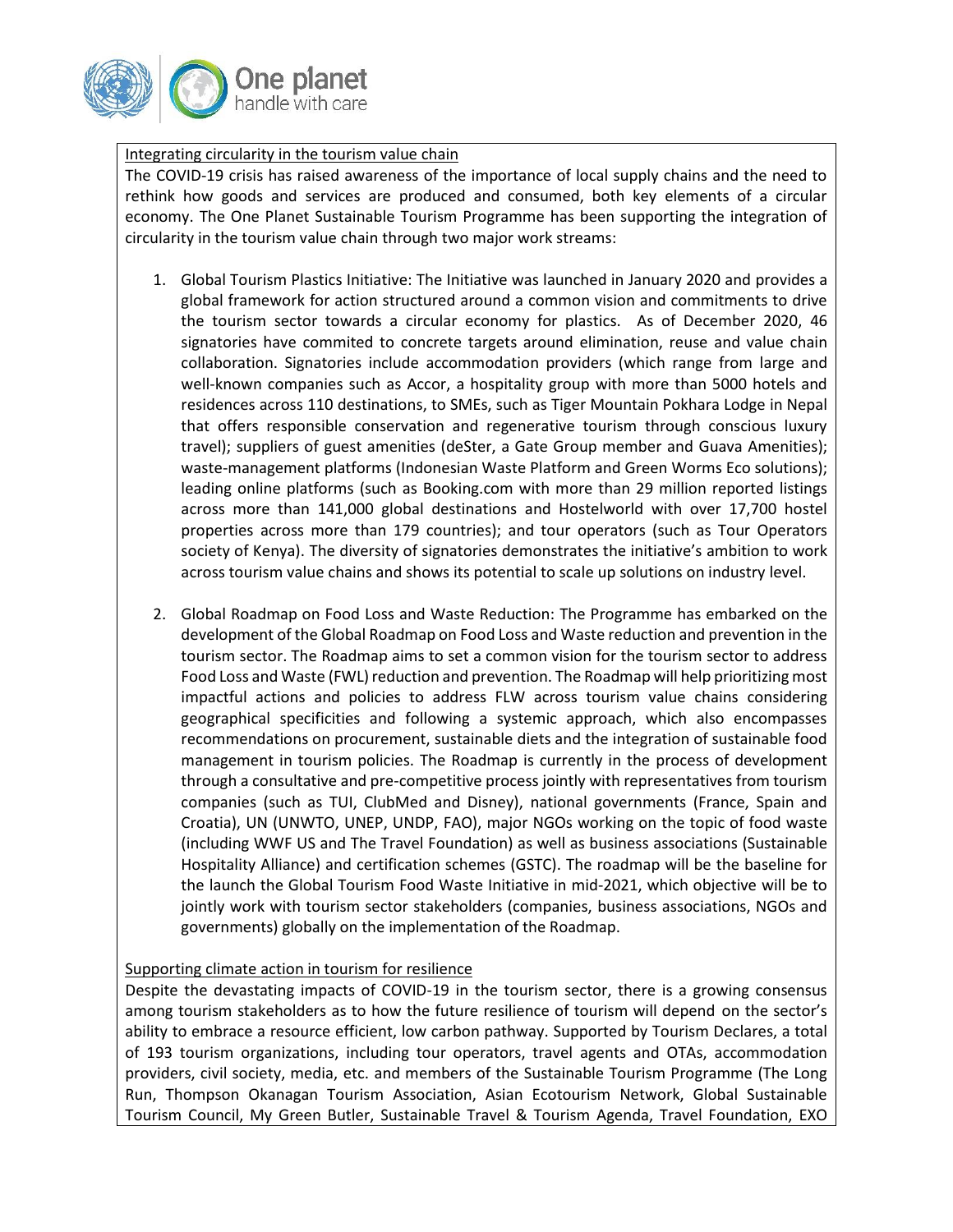Integrating circularity in the tourism value chain

The COVID-19 crisis has raised awareness of the importance of local supply chains and the need to rethink how goods and services are produced and consumed, both key elements of a circular economy. The One Planet Sustainable Tourism Programme has been supporting the integration of circularity in the tourism value chain through two major work streams:

1. Global Tourism Plastics Initiative: The Initiative was launched in January 2020 and provides a global framework for action structured around a common vision and commitments to drive the tourism sector towards a circular economy for plastics. As of December 2020, 46 signatories have commited to concrete targets around elimination, reuse and value chain collaboration. Signatories include accommodation providers (which range from large and well-known companies such as Accor, a hospitality group with more than 5000 hotels and residences across 110 destinations, to SMEs, such as Tiger Mountain Pokhara Lodge in Nepal that offers responsible conservation and regenerative tourism through conscious luxury travel); suppliers of guest amenities (deSter, a Gate Group member and Guava Amenities); waste-management platforms (Indonesian Waste Platform and Green Worms Eco solutions); leading online platforms (such as Booking.com with more than 29 million reported listings across more than 141,000 global destinations and Hostelworld with over 17,700 hostel properties across more than 179 countries); and tour operators (such as Tour Operators society of Kenya). The diversity of signatories demonstrates the initiative's ambition to work across tourism value chains and shows its potential to scale up solutions on industry level.

2. Global Roadmap on Food Loss and Waste Reduction: The Programme has embarked on the development of the Global Roadmap on Food Loss and Waste reduction and prevention in the tourism sector. The Roadmap aims to set a common vision for the tourism sector to address Food Loss and Waste (FWL) reduction and prevention. The Roadmap will help prioritizing most impactful actions and policies to address FLW across tourism value chains considering geographical specificities and following a systemic approach, which also encompasses recommendations on procurement, sustainable diets and the integration of sustainable food management in tourism policies. The Roadmap is currently in the process of development through a consultative and pre-competitive process jointly with representatives from tourism companies (such as TUI, ClubMed and Disney), national governments (France, Spain and Croatia), UN (UNWTO, UNEP, UNDP, FAO), major NGOs working on the topic of food waste (including WWF US and The Travel Foundation) as well as business associations (Sustainable Hospitality Alliance) and certification schemes (GSTC). The roadmap will be the baseline for the launch the Global Tourism Food Waste Initiative in mid-2021, which objective will be to jointly work with tourism sector stakeholders (companies, business associations, NGOs and governments) globally on the implementation of the Roadmap.

Supporting climate action in tourism for resilience

Despite the devastating impacts of COVID-19 in the tourism sector, there is a growing consensus among tourism stakeholders as to how the future resilience of tourism will depend on the sector's ability to embrace a resource efficient, low carbon pathway. Supported by Tourism Declares, a total of 193 tourism organizations, including tour operators, travel agents and OTAs, accommodation providers, civil society, media, etc. and members of the Sustainable Tourism Programme (The Long Run, Thompson Okanagan Tourism Association, Asian Ecotourism Network, Global Sustainable Tourism Council, My Green Butler, Sustainable Travel & Tourism Agenda, Travel Foundation, EXO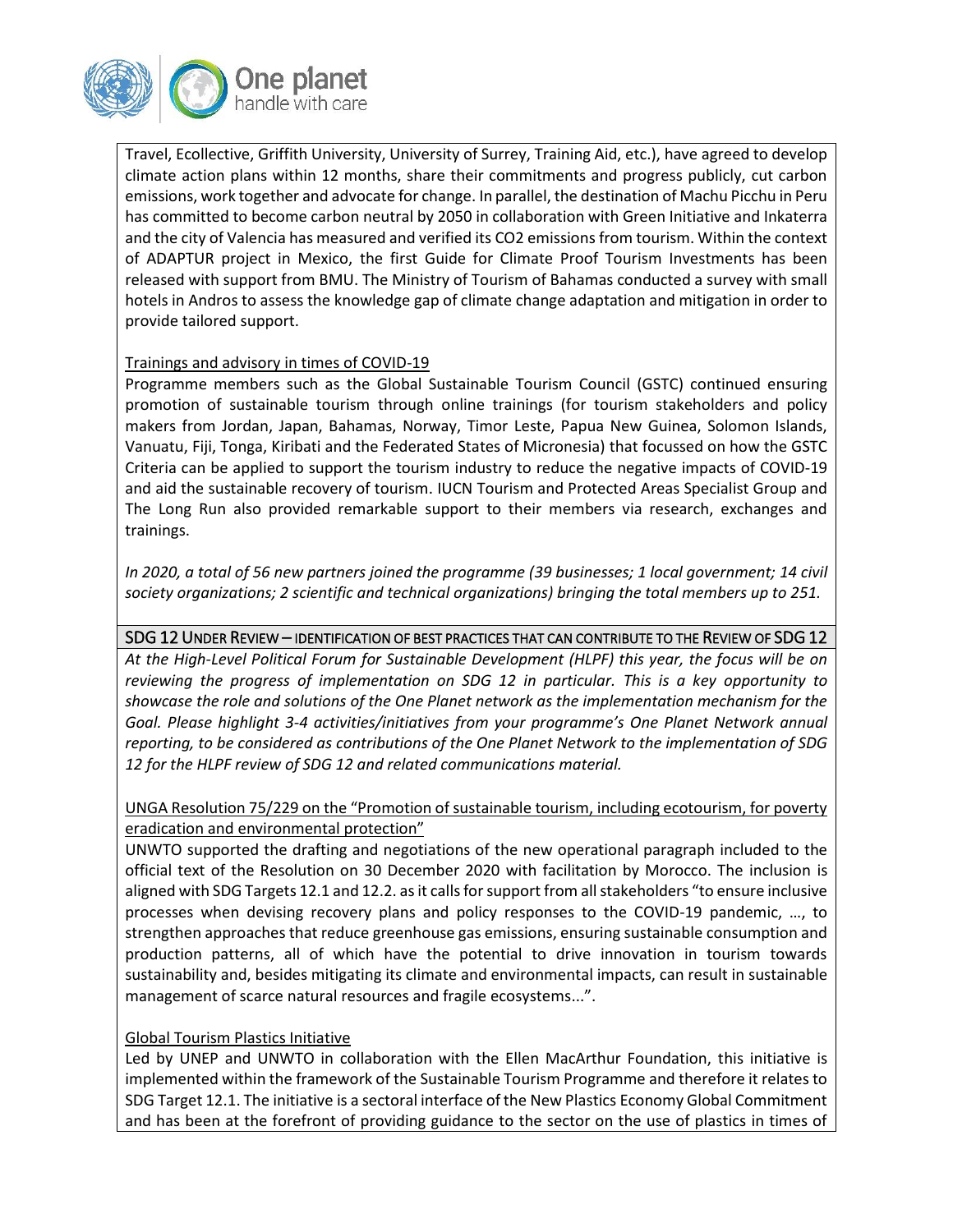Travel, Ecollective, Griffith University, University of Surrey, Training Aid, etc.), have agreed to develop climate action plans within 12 months, share their commitments and progress publicly, cut carbon emissions, work together and advocate for change. In parallel, the destination of Machu Picchu in Peru has committed to become carbon neutral by 2050 in collaboration with Green Initiative and Inkaterra and the city of Valencia has measured and verified its $CO_2$ emissions from tourism. Within the context of ADAPTUR project in Mexico, the first Guide for Climate Proof Tourism Investments has been released with support from BMU. The Ministry of Tourism of Bahamas conducted a survey with small hotels in Andros to assess the knowledge gap of climate change adaptation and mitigation in order to provide tailored support.

Trainings and advisory in times of COVID-19

Programme members such as the Global Sustainable Tourism Council (GSTC) continued ensuring promotion of sustainable tourism through online trainings (for tourism stakeholders and policy makers from Jordan, Japan, Bahamas, Norway, Timor Leste, Papua New Guinea, Solomon Islands, Vanuatu, Fiji, Tonga, Kiribati and the Federated States of Micronesia) that focussed on how the GSTC Criteria can be applied to support the tourism industry to reduce the negative impacts of COVID-19 and aid the sustainable recovery of tourism. IUCN Tourism and Protected Areas Specialist Group and The Long Run also provided remarkable support to their members via research, exchanges and trainings.

*In 2020, a total of 56 new partners joined the programme (39 businesses; 1 local government; 14 civil society organizations; 2 scientific and technical organizations) bringing the total members up to 251.*

## SDG 12 UNDER REVIEW – IDENTIFICATION OF BEST PRACTICES THAT CAN CONTRIBUTE TO THE REVIEW OF SDG 12

*At the High-Level Political Forum for Sustainable Development (HLPF) this year, the focus will be on reviewing the progress of implementation on SDG 12 in particular. This is a key opportunity to showcase the role and solutions of the One Planet network as the implementation mechanism for the Goal. Please highlight 3-4 activities/initiatives from your programme's One Planet Network annual reporting, to be considered as contributions of the One Planet Network to the implementation of SDG 12 for the HLPF review of SDG 12 and related communications material.*

UNGA Resolution 75/229 on the "Promotion of sustainable tourism, including ecotourism, for poverty eradication and environmental protection"

UNWTO supported the drafting and negotiations of the new operational paragraph included to the official text of the Resolution on 30 December 2020 with facilitation by Morocco. The inclusion is aligned with SDG Targets 12.1 and 12.2. as it calls for support from all stakeholders "to ensure inclusive processes when devising recovery plans and policy responses to the COVID-19 pandemic, …, to strengthen approaches that reduce greenhouse gas emissions, ensuring sustainable consumption and production patterns, all of which have the potential to drive innovation in tourism towards sustainability and, besides mitigating its climate and environmental impacts, can result in sustainable management of scarce natural resources and fragile ecosystems...".

Global Tourism Plastics Initiative

Led by UNEP and UNWTO in collaboration with the Ellen MacArthur Foundation, this initiative is implemented within the framework of the Sustainable Tourism Programme and therefore it relates to SDG Target 12.1. The initiative is a sectoral interface of the New Plastics Economy Global Commitment and has been at the forefront of providing guidance to the sector on the use of plastics in times of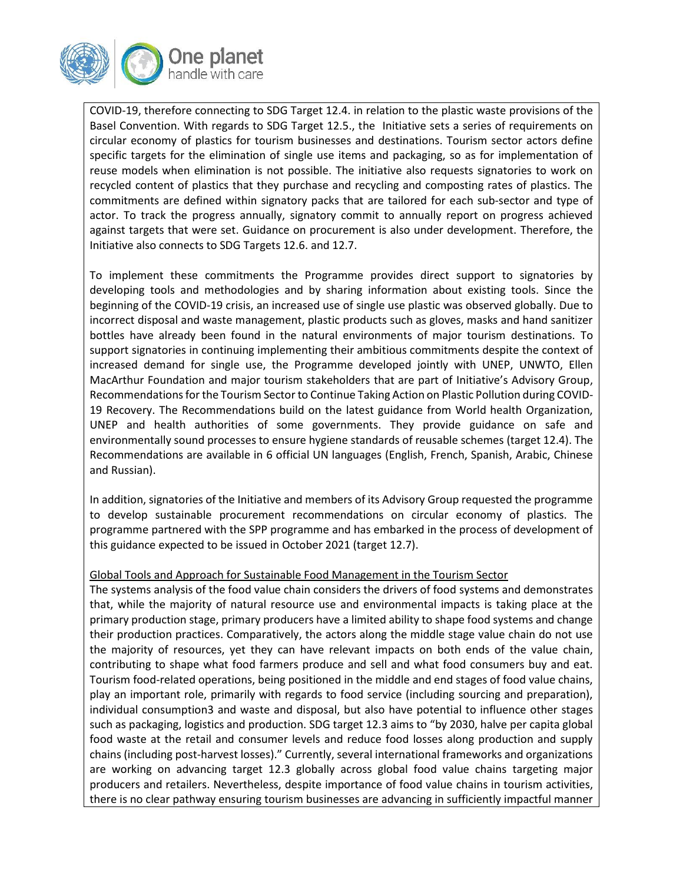COVID-19, therefore connecting to SDG Target 12.4. in relation to the plastic waste provisions of the Basel Convention. With regards to SDG Target 12.5., the Initiative sets a series of requirements on circular economy of plastics for tourism businesses and destinations. Tourism sector actors define specific targets for the elimination of single use items and packaging, so as for implementation of reuse models when elimination is not possible. The initiative also requests signatories to work on recycled content of plastics that they purchase and recycling and composting rates of plastics. The commitments are defined within signatory packs that are tailored for each sub-sector and type of actor. To track the progress annually, signatory commit to annually report on progress achieved against targets that were set. Guidance on procurement is also under development. Therefore, the Initiative also connects to SDG Targets 12.6. and 12.7.

To implement these commitments the Programme provides direct support to signatories by developing tools and methodologies and by sharing information about existing tools. Since the beginning of the COVID-19 crisis, an increased use of single use plastic was observed globally. Due to incorrect disposal and waste management, plastic products such as gloves, masks and hand sanitizer bottles have already been found in the natural environments of major tourism destinations. To support signatories in continuing implementing their ambitious commitments despite the context of increased demand for single use, the Programme developed jointly with UNEP, UNWTO, Ellen MacArthur Foundation and major tourism stakeholders that are part of Initiative's Advisory Group, Recommendations for the Tourism Sector to Continue Taking Action on Plastic Pollution during COVID-19 Recovery. The Recommendations build on the latest guidance from World health Organization, UNEP and health authorities of some governments. They provide guidance on safe and environmentally sound processes to ensure hygiene standards of reusable schemes (target 12.4). The Recommendations are available in 6 official UN languages (English, French, Spanish, Arabic, Chinese and Russian).

In addition, signatories of the Initiative and members of its Advisory Group requested the programme to develop sustainable procurement recommendations on circular economy of plastics. The programme partnered with the SPP programme and has embarked in the process of development of this guidance expected to be issued in October 2021 (target 12.7).

<u>Global Tools and Approach for Sustainable Food Management in the Tourism Sector</u>

The systems analysis of the food value chain considers the drivers of food systems and demonstrates that, while the majority of natural resource use and environmental impacts is taking place at the primary production stage, primary producers have a limited ability to shape food systems and change their production practices. Comparatively, the actors along the middle stage value chain do not use the majority of resources, yet they can have relevant impacts on both ends of the value chain, contributing to shape what food farmers produce and sell and what food consumers buy and eat. Tourism food-related operations, being positioned in the middle and end stages of food value chains, play an important role, primarily with regards to food service (including sourcing and preparation), individual consumption[3] and waste and disposal, but also have potential to influence other stages such as packaging, logistics and production. SDG target 12.3 aims to "by 2030, halve per capita global food waste at the retail and consumer levels and reduce food losses along production and supply chains (including post-harvest losses)." Currently, several international frameworks and organizations are working on advancing target 12.3 globally across global food value chains targeting major producers and retailers. Nevertheless, despite importance of food value chains in tourism activities, there is no clear pathway ensuring tourism businesses are advancing in sufficiently impactful manner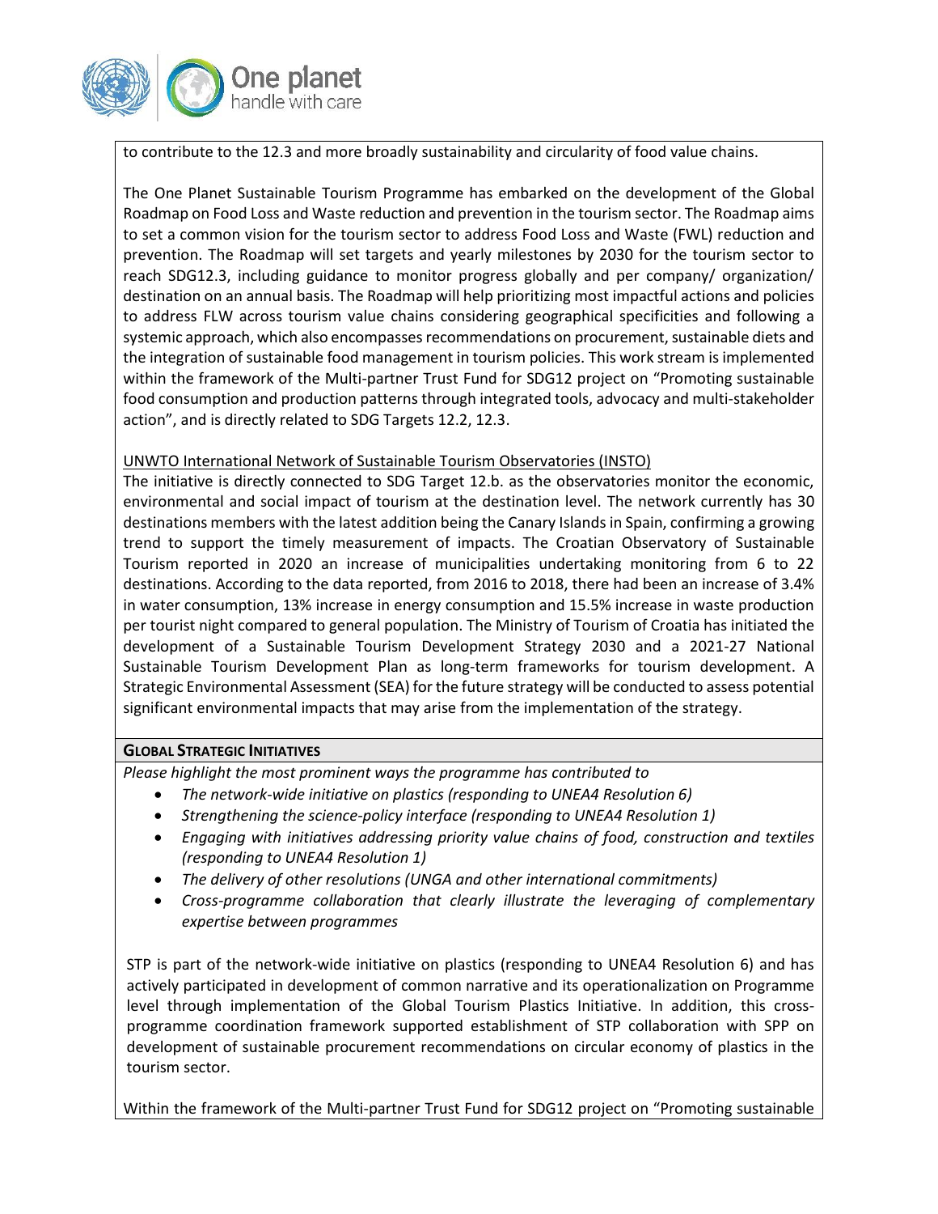to contribute to the 12.3 and more broadly sustainability and circularity of food value chains.

The One Planet Sustainable Tourism Programme has embarked on the development of the Global Roadmap on Food Loss and Waste reduction and prevention in the tourism sector. The Roadmap aims to set a common vision for the tourism sector to address Food Loss and Waste (FWL) reduction and prevention. The Roadmap will set targets and yearly milestones by 2030 for the tourism sector to reach SDG12.3, including guidance to monitor progress globally and per company/ organization/ destination on an annual basis. The Roadmap will help prioritizing most impactful actions and policies to address FLW across tourism value chains considering geographical specificities and following a systemic approach, which also encompasses recommendations on procurement, sustainable diets and the integration of sustainable food management in tourism policies. This work stream is implemented within the framework of the Multi-partner Trust Fund for SDG12 project on "Promoting sustainable food consumption and production patterns through integrated tools, advocacy and multi-stakeholder action", and is directly related to SDG Targets 12.2, 12.3.

UNWTO International Network of Sustainable Tourism Observatories (INSTO)

The initiative is directly connected to SDG Target 12.b. as the observatories monitor the economic, environmental and social impact of tourism at the destination level. The network currently has 30 destinations members with the latest addition being the Canary Islands in Spain, confirming a growing trend to support the timely measurement of impacts. The Croatian Observatory of Sustainable Tourism reported in 2020 an increase of municipalities undertaking monitoring from 6 to 22 destinations. According to the data reported, from 2016 to 2018, there had been an increase of 3.4% in water consumption, 13% increase in energy consumption and 15.5% increase in waste production per tourist night compared to general population. The Ministry of Tourism of Croatia has initiated the development of a Sustainable Tourism Development Strategy 2030 and a 2021-27 National Sustainable Tourism Development Plan as long-term frameworks for tourism development. A Strategic Environmental Assessment (SEA) for the future strategy will be conducted to assess potential significant environmental impacts that may arise from the implementation of the strategy.

**GLOBAL STRATEGIC INITIATIVES**

*Please highlight the most prominent ways the programme has contributed to*

- *The network-wide initiative on plastics (responding to UNEA4 Resolution 6)*
- *Strengthening the science-policy interface (responding to UNEA4 Resolution 1)*
- *Engaging with initiatives addressing priority value chains of food, construction and textiles (responding to UNEA4 Resolution 1)*
- *The delivery of other resolutions (UNGA and other international commitments)*
- *Cross-programme collaboration that clearly illustrate the leveraging of complementary expertise between programmes*

STP is part of the network-wide initiative on plastics (responding to UNEA4 Resolution 6) and has actively participated in development of common narrative and its operationalization on Programme level through implementation of the Global Tourism Plastics Initiative. In addition, this cross-programme coordination framework supported establishment of STP collaboration with SPP on development of sustainable procurement recommendations on circular economy of plastics in the tourism sector.

Within the framework of the Multi-partner Trust Fund for SDG12 project on "Promoting sustainable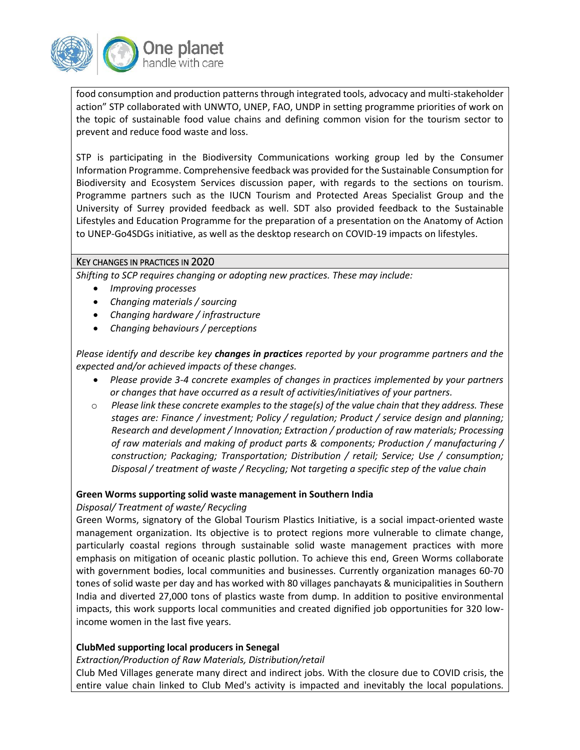food consumption and production patterns through integrated tools, advocacy and multi-stakeholder action" STP collaborated with UNWTO, UNEP, FAO, UNDP in setting programme priorities of work on the topic of sustainable food value chains and defining common vision for the tourism sector to prevent and reduce food waste and loss.

STP is participating in the Biodiversity Communications working group led by the Consumer Information Programme. Comprehensive feedback was provided for the Sustainable Consumption for Biodiversity and Ecosystem Services discussion paper, with regards to the sections on tourism. Programme partners such as the IUCN Tourism and Protected Areas Specialist Group and the University of Surrey provided feedback as well. SDT also provided feedback to the Sustainable Lifestyles and Education Programme for the preparation of a presentation on the Anatomy of Action to UNEP-Go4SDGs initiative, as well as the desktop research on COVID-19 impacts on lifestyles.

## KEY CHANGES IN PRACTICES IN 2020

*Shifting to SCP requires changing or adopting new practices. These may include:*

- *Improving processes*
- *Changing materials / sourcing*
- *Changing hardware / infrastructure*
- *Changing behaviours / perceptions*

*Please identify and describe key **changes in practices** reported by your programme partners and the expected and/or achieved impacts of these changes.*

- *Please provide 3-4 concrete examples of changes in practices implemented by your partners or changes that have occurred as a result of activities/initiatives of your partners.*
  - *Please link these concrete examples to the stage(s) of the value chain that they address. These stages are: Finance / investment; Policy / regulation; Product / service design and planning; Research and development / Innovation; Extraction / production of raw materials; Processing of raw materials and making of product parts & components; Production / manufacturing / construction; Packaging; Transportation; Distribution / retail; Service; Use / consumption; Disposal / treatment of waste / Recycling; Not targeting a specific step of the value chain*

**Green Worms supporting solid waste management in Southern India**

*Disposal/ Treatment of waste/ Recycling*

Green Worms, signatory of the Global Tourism Plastics Initiative, is a social impact-oriented waste management organization. Its objective is to protect regions more vulnerable to climate change, particularly coastal regions through sustainable solid waste management practices with more emphasis on mitigation of oceanic plastic pollution. To achieve this end, Green Worms collaborate with government bodies, local communities and businesses. Currently organization manages 60-70 tones of solid waste per day and has worked with 80 villages panchayats & municipalities in Southern India and diverted 27,000 tons of plastics waste from dump. In addition to positive environmental impacts, this work supports local communities and created dignified job opportunities for 320 low-income women in the last five years.

**ClubMed supporting local producers in Senegal**

*Extraction/Production of Raw Materials, Distribution/retail*

Club Med Villages generate many direct and indirect jobs. With the closure due to COVID crisis, the entire value chain linked to Club Med's activity is impacted and inevitably the local populations.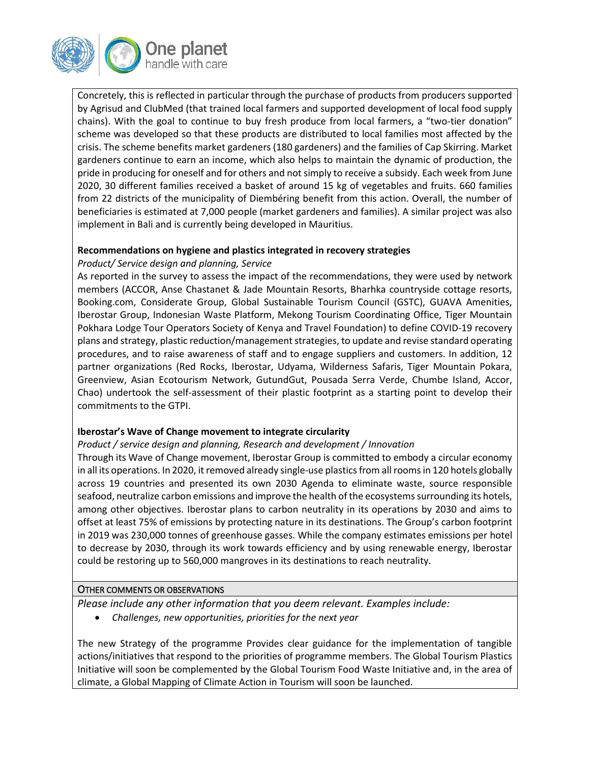Concretely, this is reflected in particular through the purchase of products from producers supported by Agrisud and ClubMed (that trained local farmers and supported development of local food supply chains). With the goal to continue to buy fresh produce from local farmers, a "two-tier donation" scheme was developed so that these products are distributed to local families most affected by the crisis. The scheme benefits market gardeners (180 gardeners) and the families of Cap Skirring. Market gardeners continue to earn an income, which also helps to maintain the dynamic of production, the pride in producing for oneself and for others and not simply to receive a subsidy. Each week from June 2020, 30 different families received a basket of around 15 kg of vegetables and fruits. 660 families from 22 districts of the municipality of Diembéring benefit from this action. Overall, the number of beneficiaries is estimated at 7,000 people (market gardeners and families). A similar project was also implement in Bali and is currently being developed in Mauritius.

**Recommendations on hygiene and plastics integrated in recovery strategies**

*Product/ Service design and planning, Service*

As reported in the survey to assess the impact of the recommendations, they were used by network members (ACCOR, Anse Chastanet & Jade Mountain Resorts, Bharhka countryside cottage resorts, Booking.com, Considerate Group, Global Sustainable Tourism Council (GSTC), GUAVA Amenities, Iberostar Group, Indonesian Waste Platform, Mekong Tourism Coordinating Office, Tiger Mountain Pokhara Lodge Tour Operators Society of Kenya and Travel Foundation) to define COVID-19 recovery plans and strategy, plastic reduction/management strategies, to update and revise standard operating procedures, and to raise awareness of staff and to engage suppliers and customers. In addition, 12 partner organizations (Red Rocks, Iberostar, Udyama, Wilderness Safaris, Tiger Mountain Pokara, Greenview, Asian Ecotourism Network, GutundGut, Pousada Serra Verde, Chumbe Island, Accor, Chao) undertook the self-assessment of their plastic footprint as a starting point to develop their commitments to the GTPI.

**Iberostar's Wave of Change movement to integrate circularity**

*Product / service design and planning, Research and development / Innovation*

Through its Wave of Change movement, Iberostar Group is committed to embody a circular economy in all its operations. In 2020, it removed already single-use plastics from all rooms in 120 hotels globally across 19 countries and presented its own 2030 Agenda to eliminate waste, source responsible seafood, neutralize carbon emissions and improve the health of the ecosystems surrounding its hotels, among other objectives. Iberostar plans to carbon neutrality in its operations by 2030 and aims to offset at least 75% of emissions by protecting nature in its destinations. The Group's carbon footprint in 2019 was 230,000 tonnes of greenhouse gasses. While the company estimates emissions per hotel to decrease by 2030, through its work towards efficiency and by using renewable energy, Iberostar could be restoring up to 560,000 mangroves in its destinations to reach neutrality.

## OTHER COMMENTS OR OBSERVATIONS

*Please include any other information that you deem relevant. Examples include:*

- *Challenges, new opportunities, priorities for the next year*

The new Strategy of the programme Provides clear guidance for the implementation of tangible actions/initiatives that respond to the priorities of programme members. The Global Tourism Plastics Initiative will soon be complemented by the Global Tourism Food Waste Initiative and, in the area of climate, a Global Mapping of Climate Action in Tourism will soon be launched.